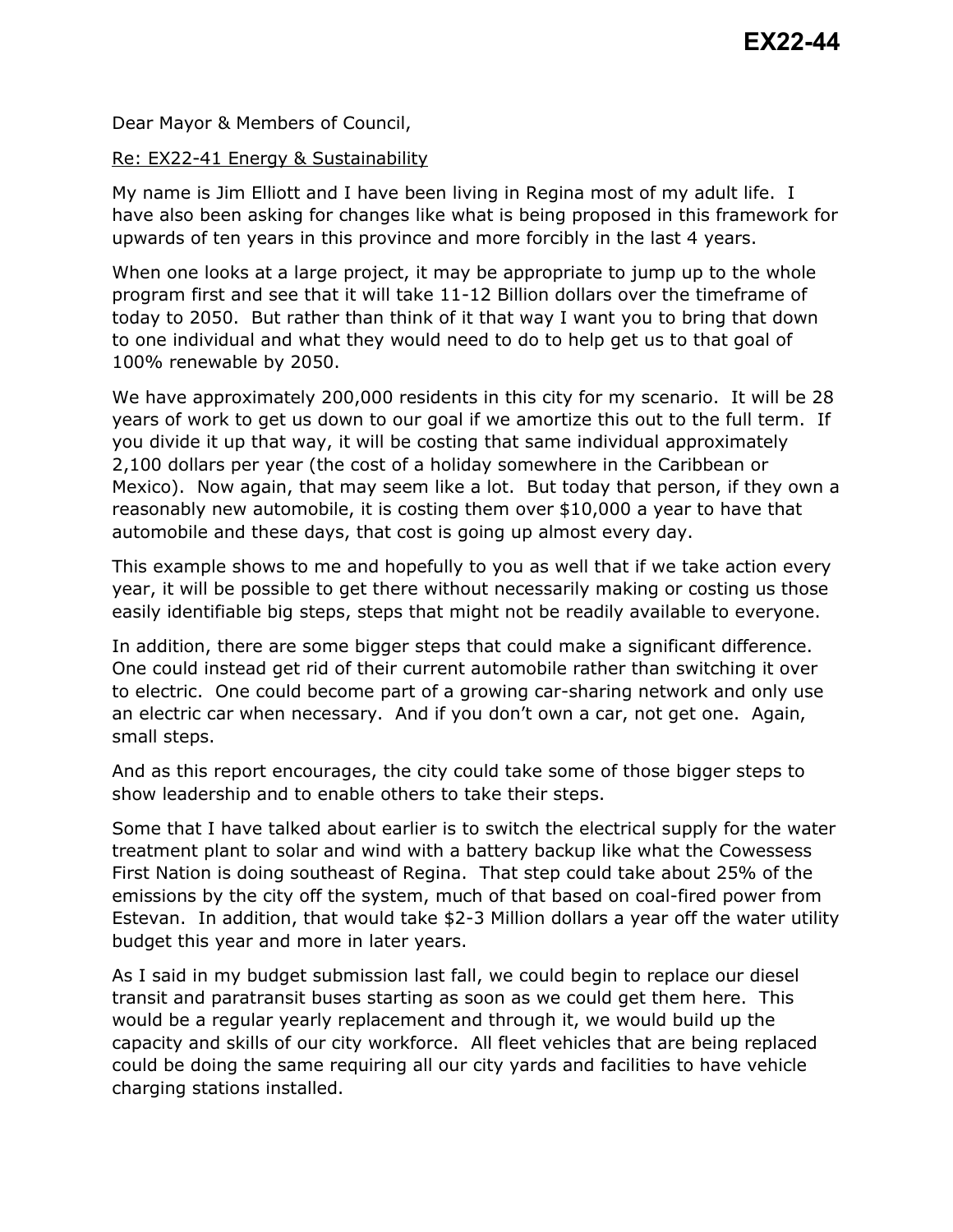# EX22-44

Dear Mayor & Members of Council,

Re: EX22-41 Energy & Sustainability

My name is Jim Elliott and I have been living in Regina most of my adult life. I have also been asking for changes like what is being proposed in this framework for upwards of ten years in this province and more forcibly in the last 4 years.

When one looks at a large project, it may be appropriate to jump up to the whole program first and see that it will take 11-12 Billion dollars over the timeframe of today to 2050. But rather than think of it that way I want you to bring that down to one individual and what they would need to do to help get us to that goal of 100% renewable by 2050.

We have approximately 200,000 residents in this city for my scenario. It will be 28 years of work to get us down to our goal if we amortize this out to the full term. If you divide it up that way, it will be costing that same individual approximately 2,100 dollars per year (the cost of a holiday somewhere in the Caribbean or Mexico). Now again, that may seem like a lot. But today that person, if they own a reasonably new automobile, it is costing them over $10,000 a year to have that automobile and these days, that cost is going up almost every day.

This example shows to me and hopefully to you as well that if we take action every year, it will be possible to get there without necessarily making or costing us those easily identifiable big steps, steps that might not be readily available to everyone.

In addition, there are some bigger steps that could make a significant difference. One could instead get rid of their current automobile rather than switching it over to electric. One could become part of a growing car-sharing network and only use an electric car when necessary. And if you don't own a car, not get one. Again, small steps.

And as this report encourages, the city could take some of those bigger steps to show leadership and to enable others to take their steps.

Some that I have talked about earlier is to switch the electrical supply for the water treatment plant to solar and wind with a battery backup like what the Cowessess First Nation is doing southeast of Regina. That step could take about 25% of the emissions by the city off the system, much of that based on coal-fired power from Estevan. In addition, that would take $2-3 Million dollars a year off the water utility budget this year and more in later years.

As I said in my budget submission last fall, we could begin to replace our diesel transit and paratransit buses starting as soon as we could get them here. This would be a regular yearly replacement and through it, we would build up the capacity and skills of our city workforce. All fleet vehicles that are being replaced could be doing the same requiring all our city yards and facilities to have vehicle charging stations installed.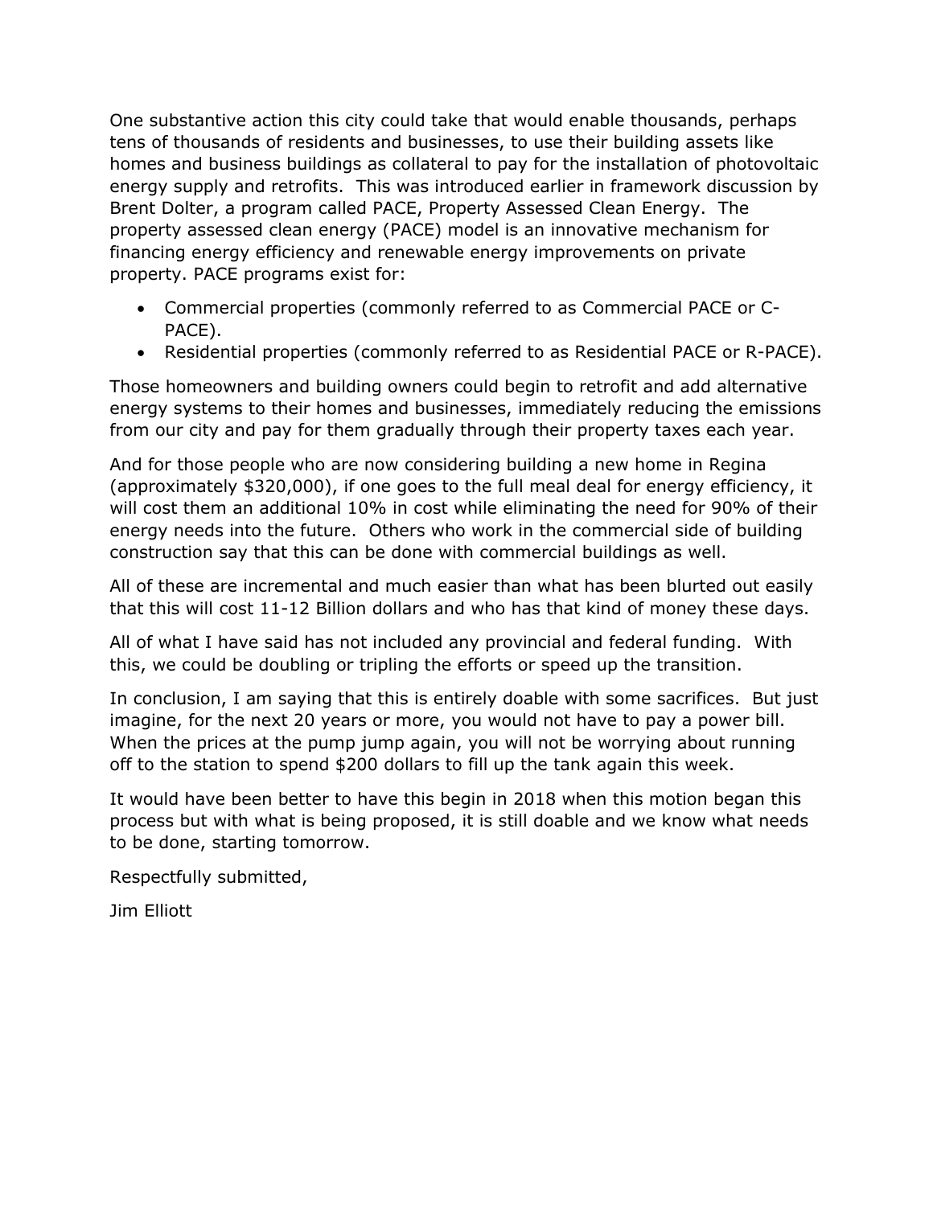One substantive action this city could take that would enable thousands, perhaps tens of thousands of residents and businesses, to use their building assets like homes and business buildings as collateral to pay for the installation of photovoltaic energy supply and retrofits. This was introduced earlier in framework discussion by Brent Dolter, a program called PACE, Property Assessed Clean Energy. The property assessed clean energy (PACE) model is an innovative mechanism for financing energy efficiency and renewable energy improvements on private property. PACE programs exist for:

- Commercial properties (commonly referred to as Commercial PACE or C-PACE).
- Residential properties (commonly referred to as Residential PACE or R-PACE).

Those homeowners and building owners could begin to retrofit and add alternative energy systems to their homes and businesses, immediately reducing the emissions from our city and pay for them gradually through their property taxes each year.

And for those people who are now considering building a new home in Regina (approximately $320,000), if one goes to the full meal deal for energy efficiency, it will cost them an additional 10% in cost while eliminating the need for 90% of their energy needs into the future. Others who work in the commercial side of building construction say that this can be done with commercial buildings as well.

All of these are incremental and much easier than what has been blurted out easily that this will cost 11-12 Billion dollars and who has that kind of money these days.

All of what I have said has not included any provincial and federal funding. With this, we could be doubling or tripling the efforts or speed up the transition.

In conclusion, I am saying that this is entirely doable with some sacrifices. But just imagine, for the next 20 years or more, you would not have to pay a power bill. When the prices at the pump jump again, you will not be worrying about running off to the station to spend $200 dollars to fill up the tank again this week.

It would have been better to have this begin in 2018 when this motion began this process but with what is being proposed, it is still doable and we know what needs to be done, starting tomorrow.

Respectfully submitted,

Jim Elliott